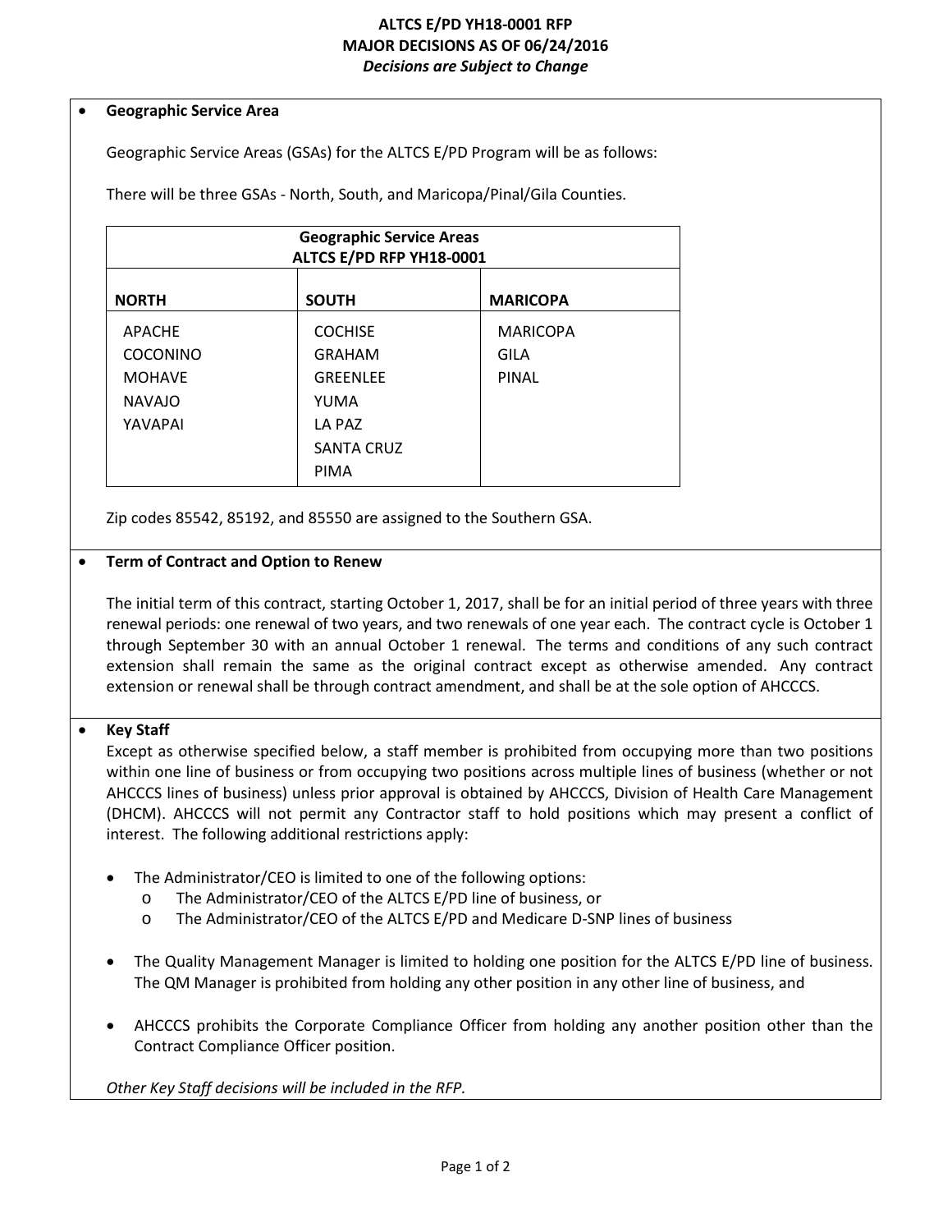# ALTCS E/PD YH18-0001 RFP
## MAJOR DECISIONS AS OF 06/24/2016
*Decisions are Subject to Change*

- **Geographic Service Area**

  Geographic Service Areas (GSAs) for the ALTCS E/PD Program will be as follows:

  There will be three GSAs - North, South, and Maricopa/Pinal/Gila Counties.

| Geographic Service Areas ALTCS E/PD RFP YH18-0001 | | |
|---|---|---|
| **NORTH** | **SOUTH** | **MARICOPA** |
| APACHE | COCHISE | MARICOPA |
| COCONINO | GRAHAM | GILA |
| MOHAVE | GREENLEE | PINAL |
| NAVAJO | YUMA | |
| YAVAPAI | LA PAZ | |
| | SANTA CRUZ | |
| | PIMA | |

  Zip codes 85542, 85192, and 85550 are assigned to the Southern GSA.

- **Term of Contract and Option to Renew**

  The initial term of this contract, starting October 1, 2017, shall be for an initial period of three years with three renewal periods: one renewal of two years, and two renewals of one year each. The contract cycle is October 1 through September 30 with an annual October 1 renewal. The terms and conditions of any such contract extension shall remain the same as the original contract except as otherwise amended. Any contract extension or renewal shall be through contract amendment, and shall be at the sole option of AHCCCS.

- **Key Staff**

  Except as otherwise specified below, a staff member is prohibited from occupying more than two positions within one line of business or from occupying two positions across multiple lines of business (whether or not AHCCCS lines of business) unless prior approval is obtained by AHCCCS, Division of Health Care Management (DHCM). AHCCCS will not permit any Contractor staff to hold positions which may present a conflict of interest. The following additional restrictions apply:

  - The Administrator/CEO is limited to one of the following options:
    - The Administrator/CEO of the ALTCS E/PD line of business, or
    - The Administrator/CEO of the ALTCS E/PD and Medicare D-SNP lines of business

  - The Quality Management Manager is limited to holding one position for the ALTCS E/PD line of business. The QM Manager is prohibited from holding any other position in any other line of business, and

  - AHCCCS prohibits the Corporate Compliance Officer from holding any another position other than the Contract Compliance Officer position.

  *Other Key Staff decisions will be included in the RFP.*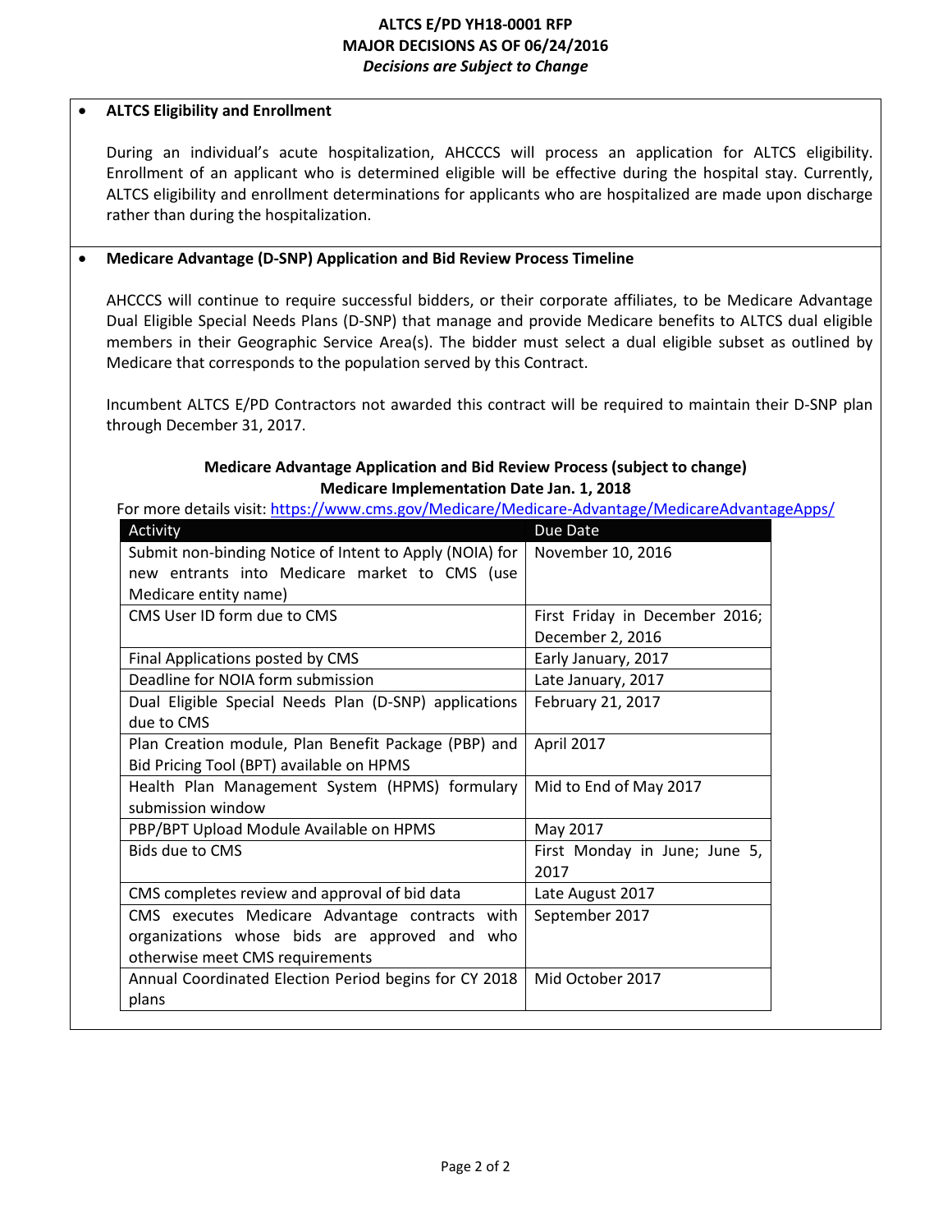- **ALTCS Eligibility and Enrollment**

During an individual's acute hospitalization, AHCCCS will process an application for ALTCS eligibility. Enrollment of an applicant who is determined eligible will be effective during the hospital stay. Currently, ALTCS eligibility and enrollment determinations for applicants who are hospitalized are made upon discharge rather than during the hospitalization.

- **Medicare Advantage (D-SNP) Application and Bid Review Process Timeline**

AHCCCS will continue to require successful bidders, or their corporate affiliates, to be Medicare Advantage Dual Eligible Special Needs Plans (D-SNP) that manage and provide Medicare benefits to ALTCS dual eligible members in their Geographic Service Area(s). The bidder must select a dual eligible subset as outlined by Medicare that corresponds to the population served by this Contract.

Incumbent ALTCS E/PD Contractors not awarded this contract will be required to maintain their D-SNP plan through December 31, 2017.

**Medicare Advantage Application and Bid Review Process (subject to change)**
**Medicare Implementation Date Jan. 1, 2018**

For more details visit: https://www.cms.gov/Medicare/Medicare-Advantage/MedicareAdvantageApps/

| Activity | Due Date |
|---|---|
| Submit non-binding Notice of Intent to Apply (NOIA) for new entrants into Medicare market to CMS (use Medicare entity name) | November 10, 2016 |
| CMS User ID form due to CMS | First Friday in December 2016; December 2, 2016 |
| Final Applications posted by CMS | Early January, 2017 |
| Deadline for NOIA form submission | Late January, 2017 |
| Dual Eligible Special Needs Plan (D-SNP) applications due to CMS | February 21, 2017 |
| Plan Creation module, Plan Benefit Package (PBP) and Bid Pricing Tool (BPT) available on HPMS | April 2017 |
| Health Plan Management System (HPMS) formulary submission window | Mid to End of May 2017 |
| PBP/BPT Upload Module Available on HPMS | May 2017 |
| Bids due to CMS | First Monday in June; June 5, 2017 |
| CMS completes review and approval of bid data | Late August 2017 |
| CMS executes Medicare Advantage contracts with organizations whose bids are approved and who otherwise meet CMS requirements | September 2017 |
| Annual Coordinated Election Period begins for CY 2018 plans | Mid October 2017 |